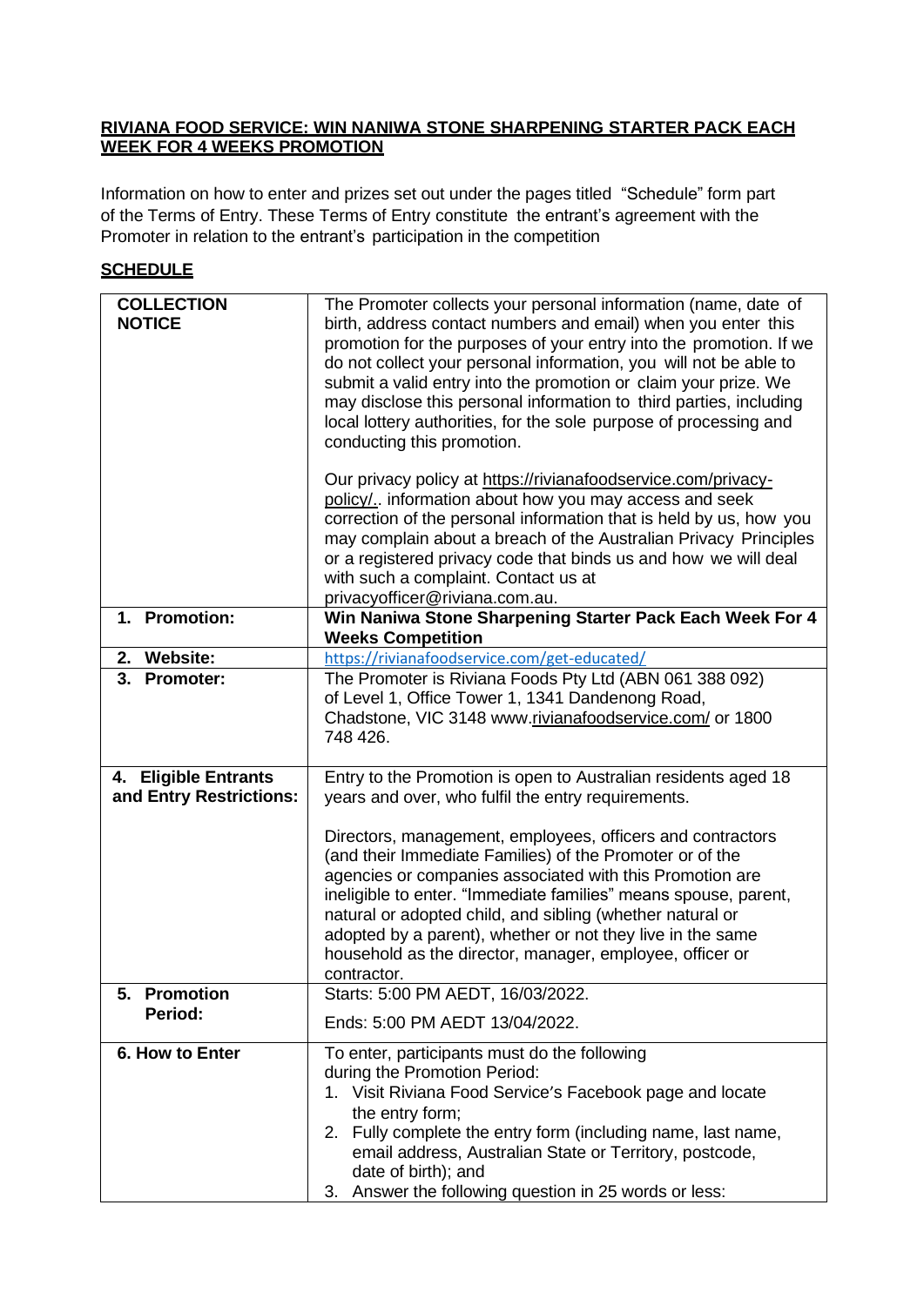**RIVIANA FOOD SERVICE: WIN NANIWA STONE SHARPENING STARTER PACK EACH WEEK FOR 4 WEEKS PROMOTION**

Information on how to enter and prizes set out under the pages titled "Schedule" form part of the Terms of Entry. These Terms of Entry constitute the entrant's agreement with the Promoter in relation to the entrant's participation in the competition

**SCHEDULE**

| | |
|---|---|
| **COLLECTION NOTICE** | The Promoter collects your personal information (name, date of birth, address contact numbers and email) when you enter this promotion for the purposes of your entry into the promotion. If we do not collect your personal information, you will not be able to submit a valid entry into the promotion or claim your prize. We may disclose this personal information to third parties, including local lottery authorities, for the sole purpose of processing and conducting this promotion.<br><br>Our privacy policy at https://rivianafoodservice.com/privacy-policy/.. information about how you may access and seek correction of the personal information that is held by us, how you may complain about a breach of the Australian Privacy Principles or a registered privacy code that binds us and how we will deal with such a complaint. Contact us at privacyofficer@riviana.com.au. |
| **1. Promotion:** | **Win Naniwa Stone Sharpening Starter Pack Each Week For 4 Weeks Competition** |
| **2. Website:** | https://rivianafoodservice.com/get-educated/ |
| **3. Promoter:** | The Promoter is Riviana Foods Pty Ltd (ABN 061 388 092) of Level 1, Office Tower 1, 1341 Dandenong Road, Chadstone, VIC 3148 www.rivianafoodservice.com/ or 1800 748 426. |
| **4. Eligible Entrants and Entry Restrictions:** | Entry to the Promotion is open to Australian residents aged 18 years and over, who fulfil the entry requirements.<br><br>Directors, management, employees, officers and contractors (and their Immediate Families) of the Promoter or of the agencies or companies associated with this Promotion are ineligible to enter. "Immediate families" means spouse, parent, natural or adopted child, and sibling (whether natural or adopted by a parent), whether or not they live in the same household as the director, manager, employee, officer or contractor. |
| **5. Promotion Period:** | Starts: 5:00 PM AEDT, 16/03/2022.<br><br>Ends: 5:00 PM AEDT 13/04/2022. |
| **6. How to Enter** | To enter, participants must do the following during the Promotion Period:<br>1. Visit Riviana Food Service's Facebook page and locate the entry form;<br>2. Fully complete the entry form (including name, last name, email address, Australian State or Territory, postcode, date of birth); and<br>3. Answer the following question in 25 words or less: |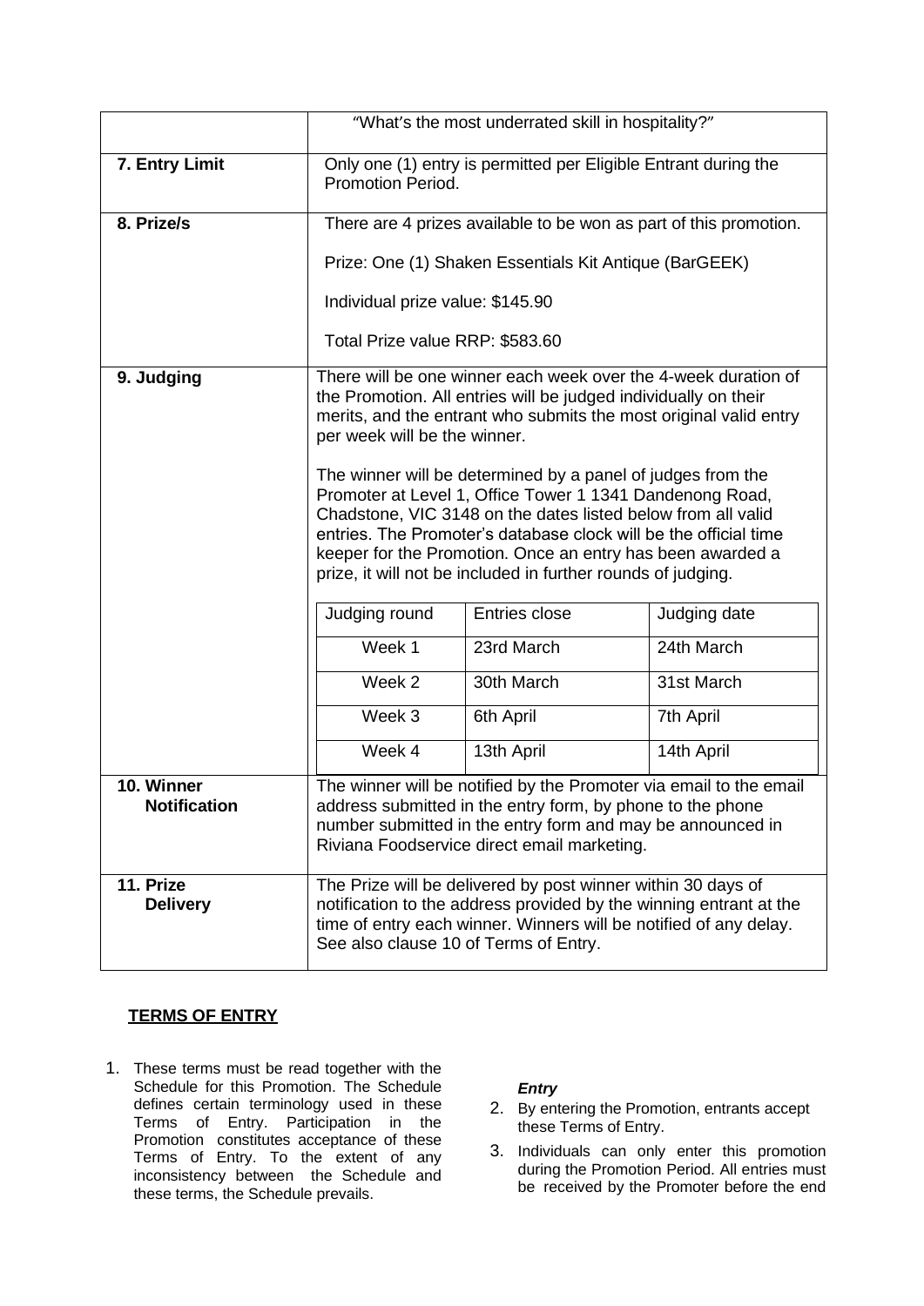| | |
|---|---|
| | "What's the most underrated skill in hospitality?" |
| **7. Entry Limit** | Only one (1) entry is permitted per Eligible Entrant during the Promotion Period. |
| **8. Prize/s** | There are 4 prizes available to be won as part of this promotion.<br><br>Prize: One (1) Shaken Essentials Kit Antique (BarGEEK)<br><br>Individual prize value: $145.90<br><br>Total Prize value RRP: $583.60 |
| **9. Judging** | There will be one winner each week over the 4-week duration of the Promotion. All entries will be judged individually on their merits, and the entrant who submits the most original valid entry per week will be the winner.<br><br>The winner will be determined by a panel of judges from the Promoter at Level 1, Office Tower 1 1341 Dandenong Road, Chadstone, VIC 3148 on the dates listed below from all valid entries. The Promoter's database clock will be the official time keeper for the Promotion. Once an entry has been awarded a prize, it will not be included in further rounds of judging. |
| **10. Winner Notification** | The winner will be notified by the Promoter via email to the email address submitted in the entry form, by phone to the phone number submitted in the entry form and may be announced in Riviana Foodservice direct email marketing. |
| **11. Prize Delivery** | The Prize will be delivered by post winner within 30 days of notification to the address provided by the winning entrant at the time of entry each winner. Winners will be notified of any delay. See also clause 10 of Terms of Entry. |

| Judging round | Entries close | Judging date |
|---|---|---|
| Week 1 | 23rd March | 24th March |
| Week 2 | 30th March | 31st March |
| Week 3 | 6th April | 7th April |
| Week 4 | 13th April | 14th April |

**TERMS OF ENTRY**

1. These terms must be read together with the Schedule for this Promotion. The Schedule defines certain terminology used in these Terms of Entry. Participation in the Promotion constitutes acceptance of these Terms of Entry. To the extent of any inconsistency between the Schedule and these terms, the Schedule prevails.

***Entry***

2. By entering the Promotion, entrants accept these Terms of Entry.
3. Individuals can only enter this promotion during the Promotion Period. All entries must be received by the Promoter before the end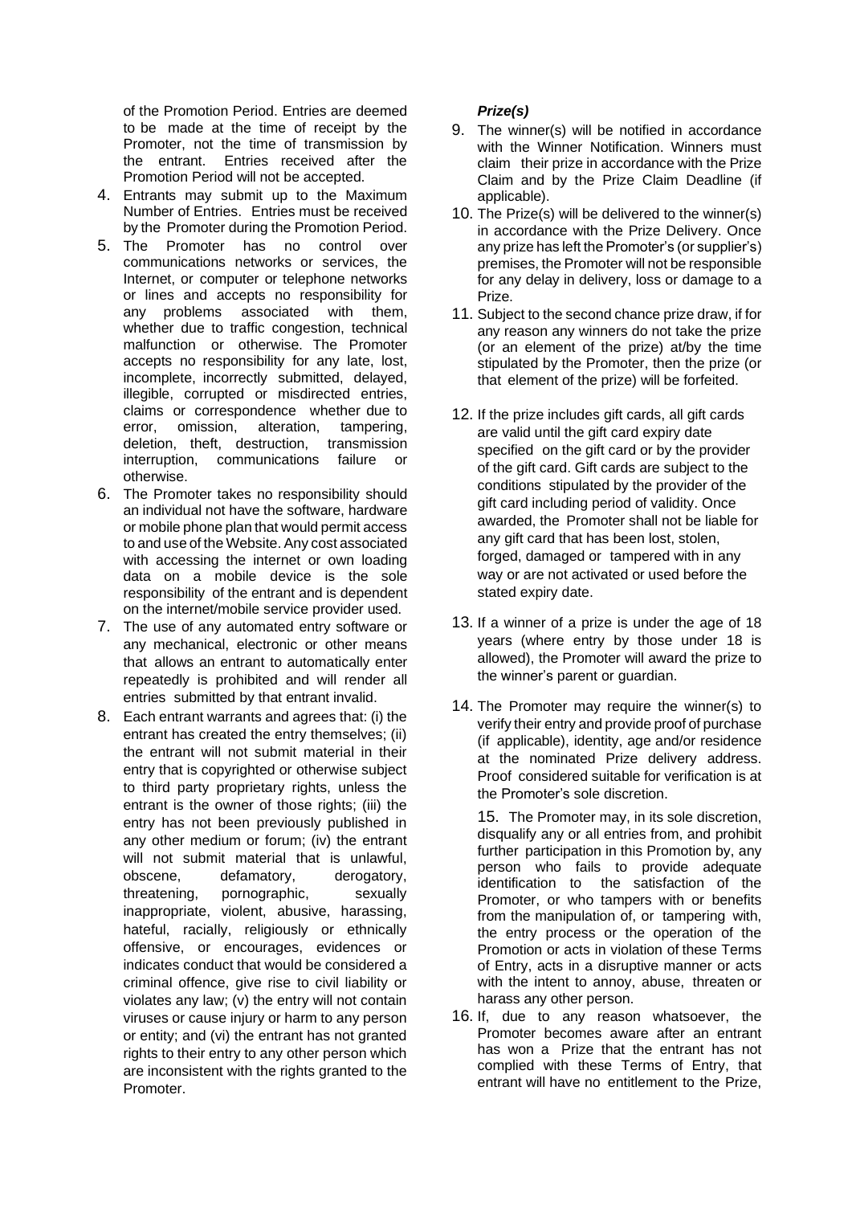of the Promotion Period. Entries are deemed to be made at the time of receipt by the Promoter, not the time of transmission by the entrant. Entries received after the Promotion Period will not be accepted.

4. Entrants may submit up to the Maximum Number of Entries. Entries must be received by the Promoter during the Promotion Period.
5. The Promoter has no control over communications networks or services, the Internet, or computer or telephone networks or lines and accepts no responsibility for any problems associated with them, whether due to traffic congestion, technical malfunction or otherwise. The Promoter accepts no responsibility for any late, lost, incomplete, incorrectly submitted, delayed, illegible, corrupted or misdirected entries, claims or correspondence whether due to error, omission, alteration, tampering, deletion, theft, destruction, transmission interruption, communications failure or otherwise.
6. The Promoter takes no responsibility should an individual not have the software, hardware or mobile phone plan that would permit access to and use of the Website. Any cost associated with accessing the internet or own loading data on a mobile device is the sole responsibility of the entrant and is dependent on the internet/mobile service provider used.
7. The use of any automated entry software or any mechanical, electronic or other means that allows an entrant to automatically enter repeatedly is prohibited and will render all entries submitted by that entrant invalid.
8. Each entrant warrants and agrees that: (i) the entrant has created the entry themselves; (ii) the entrant will not submit material in their entry that is copyrighted or otherwise subject to third party proprietary rights, unless the entrant is the owner of those rights; (iii) the entry has not been previously published in any other medium or forum; (iv) the entrant will not submit material that is unlawful, obscene, defamatory, derogatory, threatening, pornographic, sexually inappropriate, violent, abusive, harassing, hateful, racially, religiously or ethnically offensive, or encourages, evidences or indicates conduct that would be considered a criminal offence, give rise to civil liability or violates any law; (v) the entry will not contain viruses or cause injury or harm to any person or entity; and (vi) the entrant has not granted rights to their entry to any other person which are inconsistent with the rights granted to the Promoter.

***Prize(s)***

9. The winner(s) will be notified in accordance with the Winner Notification. Winners must claim their prize in accordance with the Prize Claim and by the Prize Claim Deadline (if applicable).
10. The Prize(s) will be delivered to the winner(s) in accordance with the Prize Delivery. Once any prize has left the Promoter's (or supplier's) premises, the Promoter will not be responsible for any delay in delivery, loss or damage to a Prize.
11. Subject to the second chance prize draw, if for any reason any winners do not take the prize (or an element of the prize) at/by the time stipulated by the Promoter, then the prize (or that element of the prize) will be forfeited.
12. If the prize includes gift cards, all gift cards are valid until the gift card expiry date specified on the gift card or by the provider of the gift card. Gift cards are subject to the conditions stipulated by the provider of the gift card including period of validity. Once awarded, the Promoter shall not be liable for any gift card that has been lost, stolen, forged, damaged or tampered with in any way or are not activated or used before the stated expiry date.
13. If a winner of a prize is under the age of 18 years (where entry by those under 18 is allowed), the Promoter will award the prize to the winner's parent or guardian.
14. The Promoter may require the winner(s) to verify their entry and provide proof of purchase (if applicable), identity, age and/or residence at the nominated Prize delivery address. Proof considered suitable for verification is at the Promoter's sole discretion.
15. The Promoter may, in its sole discretion, disqualify any or all entries from, and prohibit further participation in this Promotion by, any person who fails to provide adequate identification to the satisfaction of the Promoter, or who tampers with or benefits from the manipulation of, or tampering with, the entry process or the operation of the Promotion or acts in violation of these Terms of Entry, acts in a disruptive manner or acts with the intent to annoy, abuse, threaten or harass any other person.
16. If, due to any reason whatsoever, the Promoter becomes aware after an entrant has won a Prize that the entrant has not complied with these Terms of Entry, that entrant will have no entitlement to the Prize,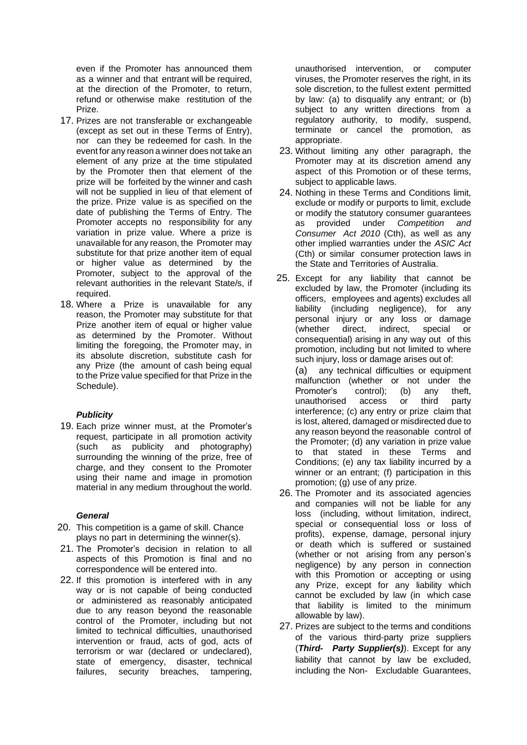even if the Promoter has announced them as a winner and that entrant will be required, at the direction of the Promoter, to return, refund or otherwise make restitution of the Prize.

17. Prizes are not transferable or exchangeable (except as set out in these Terms of Entry), nor can they be redeemed for cash. In the event for any reason a winner does not take an element of any prize at the time stipulated by the Promoter then that element of the prize will be forfeited by the winner and cash will not be supplied in lieu of that element of the prize. Prize value is as specified on the date of publishing the Terms of Entry. The Promoter accepts no responsibility for any variation in prize value. Where a prize is unavailable for any reason, the Promoter may substitute for that prize another item of equal or higher value as determined by the Promoter, subject to the approval of the relevant authorities in the relevant State/s, if required.
18. Where a Prize is unavailable for any reason, the Promoter may substitute for that Prize another item of equal or higher value as determined by the Promoter. Without limiting the foregoing, the Promoter may, in its absolute discretion, substitute cash for any Prize (the amount of cash being equal to the Prize value specified for that Prize in the Schedule).

***Publicity***

19. Each prize winner must, at the Promoter's request, participate in all promotion activity (such as publicity and photography) surrounding the winning of the prize, free of charge, and they consent to the Promoter using their name and image in promotion material in any medium throughout the world.

***General***

20. This competition is a game of skill. Chance plays no part in determining the winner(s).
21. The Promoter's decision in relation to all aspects of this Promotion is final and no correspondence will be entered into.
22. If this promotion is interfered with in any way or is not capable of being conducted or administered as reasonably anticipated due to any reason beyond the reasonable control of the Promoter, including but not limited to technical difficulties, unauthorised intervention or fraud, acts of god, acts of terrorism or war (declared or undeclared), state of emergency, disaster, technical failures, security breaches, tampering, unauthorised intervention, or computer viruses, the Promoter reserves the right, in its sole discretion, to the fullest extent permitted by law: (a) to disqualify any entrant; or (b) subject to any written directions from a regulatory authority, to modify, suspend, terminate or cancel the promotion, as appropriate.
23. Without limiting any other paragraph, the Promoter may at its discretion amend any aspect of this Promotion or of these terms, subject to applicable laws.
24. Nothing in these Terms and Conditions limit, exclude or modify or purports to limit, exclude or modify the statutory consumer guarantees as provided under *Competition and Consumer Act 2010* (Cth), as well as any other implied warranties under the *ASIC Act* (Cth) or similar consumer protection laws in the State and Territories of Australia.
25. Except for any liability that cannot be excluded by law, the Promoter (including its officers, employees and agents) excludes all liability (including negligence), for any personal injury or any loss or damage (whether direct, indirect, special or consequential) arising in any way out of this promotion, including but not limited to where such injury, loss or damage arises out of:
(a) any technical difficulties or equipment malfunction (whether or not under the Promoter's control); (b) any theft, unauthorised access or third party interference; (c) any entry or prize claim that is lost, altered, damaged or misdirected due to any reason beyond the reasonable control of the Promoter; (d) any variation in prize value to that stated in these Terms and Conditions; (e) any tax liability incurred by a winner or an entrant; (f) participation in this promotion; (g) use of any prize.
26. The Promoter and its associated agencies and companies will not be liable for any loss (including, without limitation, indirect, special or consequential loss or loss of profits), expense, damage, personal injury or death which is suffered or sustained (whether or not arising from any person's negligence) by any person in connection with this Promotion or accepting or using any Prize, except for any liability which cannot be excluded by law (in which case that liability is limited to the minimum allowable by law).
27. Prizes are subject to the terms and conditions of the various third-party prize suppliers (***Third- Party Supplier(s)***). Except for any liability that cannot by law be excluded, including the Non- Excludable Guarantees,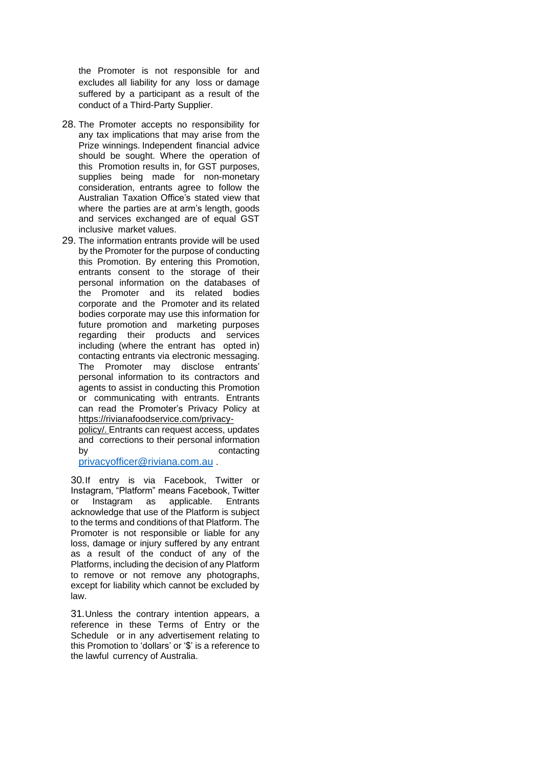the Promoter is not responsible for and excludes all liability for any loss or damage suffered by a participant as a result of the conduct of a Third-Party Supplier.

28. The Promoter accepts no responsibility for any tax implications that may arise from the Prize winnings. Independent financial advice should be sought. Where the operation of this Promotion results in, for GST purposes, supplies being made for non-monetary consideration, entrants agree to follow the Australian Taxation Office's stated view that where the parties are at arm's length, goods and services exchanged are of equal GST inclusive market values.
29. The information entrants provide will be used by the Promoter for the purpose of conducting this Promotion. By entering this Promotion, entrants consent to the storage of their personal information on the databases of the Promoter and its related bodies corporate and the Promoter and its related bodies corporate may use this information for future promotion and marketing purposes regarding their products and services including (where the entrant has opted in) contacting entrants via electronic messaging. The Promoter may disclose entrants' personal information to its contractors and agents to assist in conducting this Promotion or communicating with entrants. Entrants can read the Promoter's Privacy Policy at https://rivianafoodservice.com/privacy-policy/. Entrants can request access, updates and corrections to their personal information by contacting privacyofficer@riviana.com.au .
30. If entry is via Facebook, Twitter or Instagram, "Platform" means Facebook, Twitter or Instagram as applicable. Entrants acknowledge that use of the Platform is subject to the terms and conditions of that Platform. The Promoter is not responsible or liable for any loss, damage or injury suffered by any entrant as a result of the conduct of any of the Platforms, including the decision of any Platform to remove or not remove any photographs, except for liability which cannot be excluded by law.
31. Unless the contrary intention appears, a reference in these Terms of Entry or the Schedule or in any advertisement relating to this Promotion to 'dollars' or '$' is a reference to the lawful currency of Australia.